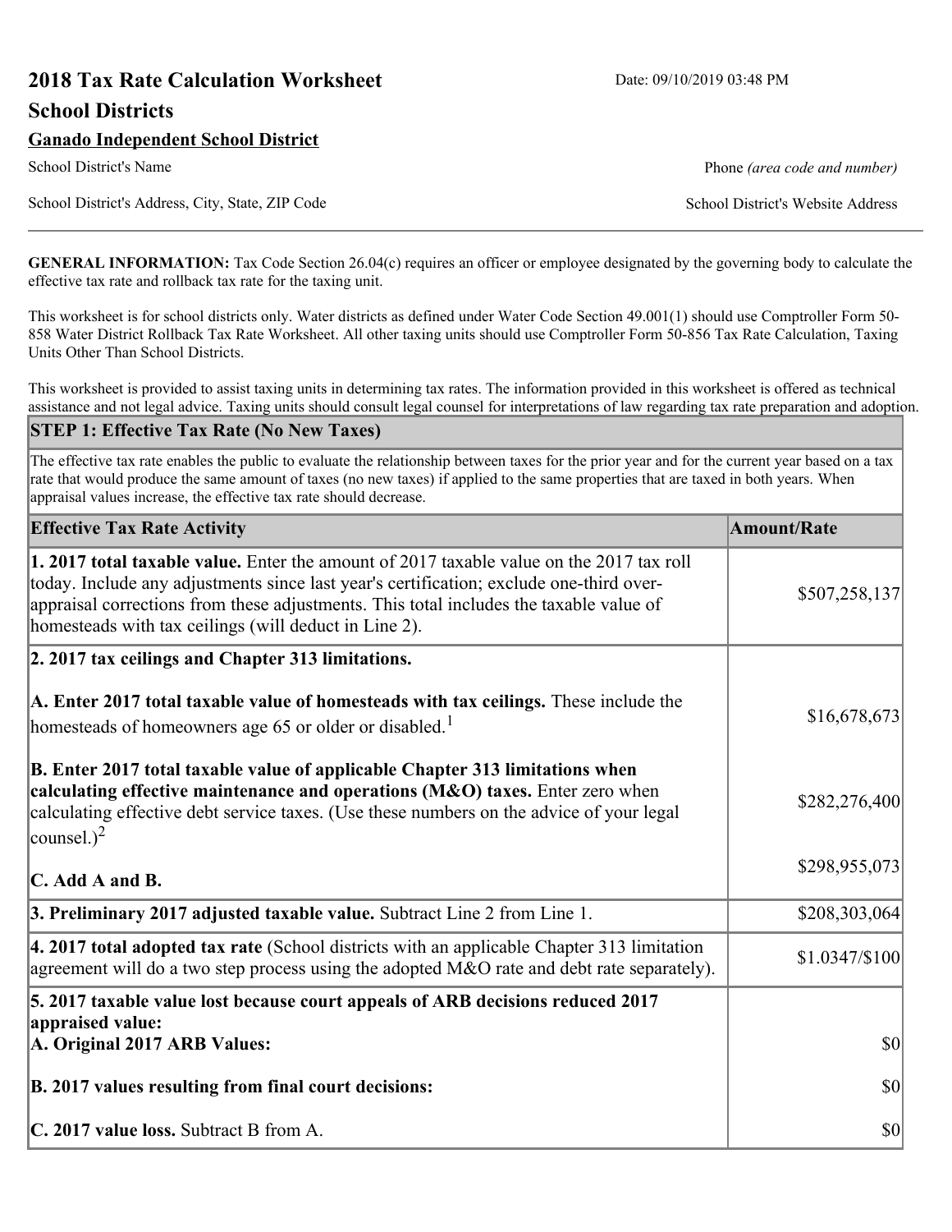# 2018 Tax Rate Calculation Worksheet

Date: 09/10/2019 03:48 PM

## School Districts

**Ganado Independent School District**

School District's Name

Phone *(area code and number)*

School District's Address, City, State, ZIP Code

School District's Website Address

**GENERAL INFORMATION:** Tax Code Section 26.04(c) requires an officer or employee designated by the governing body to calculate the effective tax rate and rollback tax rate for the taxing unit.

This worksheet is for school districts only. Water districts as defined under Water Code Section 49.001(1) should use Comptroller Form 50-858 Water District Rollback Tax Rate Worksheet. All other taxing units should use Comptroller Form 50-856 Tax Rate Calculation, Taxing Units Other Than School Districts.

This worksheet is provided to assist taxing units in determining tax rates. The information provided in this worksheet is offered as technical assistance and not legal advice. Taxing units should consult legal counsel for interpretations of law regarding tax rate preparation and adoption.

**STEP 1: Effective Tax Rate (No New Taxes)**

The effective tax rate enables the public to evaluate the relationship between taxes for the prior year and for the current year based on a tax rate that would produce the same amount of taxes (no new taxes) if applied to the same properties that are taxed in both years. When appraisal values increase, the effective tax rate should decrease.

| Effective Tax Rate Activity | Amount/Rate |
|---|---|
| **1. 2017 total taxable value.** Enter the amount of 2017 taxable value on the 2017 tax roll today. Include any adjustments since last year's certification; exclude one-third over-appraisal corrections from these adjustments. This total includes the taxable value of homesteads with tax ceilings (will deduct in Line 2). | $507,258,137 |
| **2. 2017 tax ceilings and Chapter 313 limitations.** | |
| **A. Enter 2017 total taxable value of homesteads with tax ceilings.** These include the homesteads of homeowners age 65 or older or disabled.[1] | $16,678,673 |
| **B. Enter 2017 total taxable value of applicable Chapter 313 limitations when calculating effective maintenance and operations (M&O) taxes.** Enter zero when calculating effective debt service taxes. (Use these numbers on the advice of your legal counsel.)[2] | $282,276,400 |
| **C. Add A and B.** | $298,955,073 |
| **3. Preliminary 2017 adjusted taxable value.** Subtract Line 2 from Line 1. | $208,303,064 |
| **4. 2017 total adopted tax rate** (School districts with an applicable Chapter 313 limitation agreement will do a two step process using the adopted M&O rate and debt rate separately). | $1.0347/$100 |
| **5. 2017 taxable value lost because court appeals of ARB decisions reduced 2017 appraised value:** | |
| **A. Original 2017 ARB Values:** | $0 |
| **B. 2017 values resulting from final court decisions:** | $0 |
| **C. 2017 value loss.** Subtract B from A. | $0 |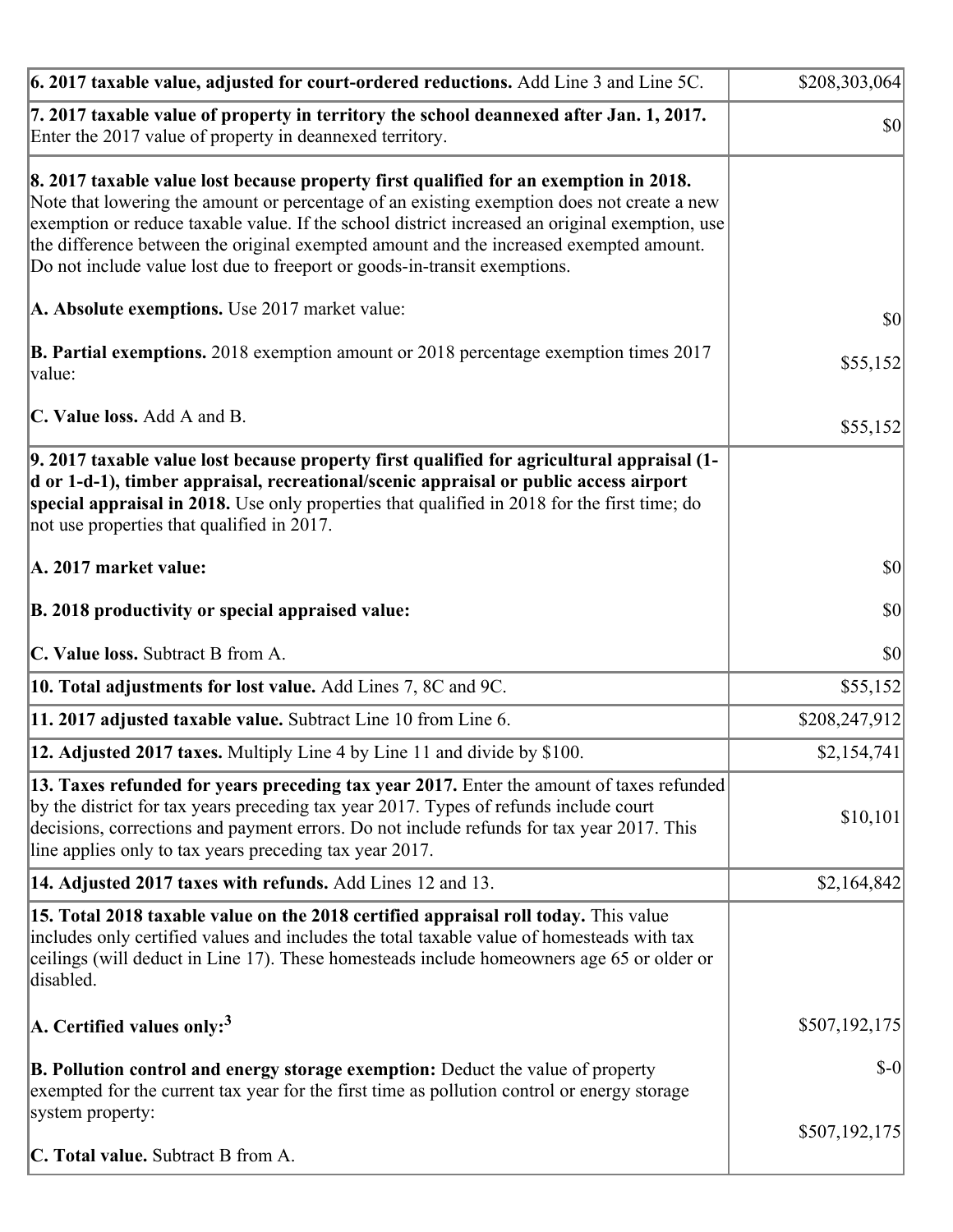| | |
|---|---|
| **6. 2017 taxable value, adjusted for court-ordered reductions.** Add Line 3 and Line 5C. | $208,303,064 |
| **7. 2017 taxable value of property in territory the school deannexed after Jan. 1, 2017.** Enter the 2017 value of property in deannexed territory. | $0 |
| **8. 2017 taxable value lost because property first qualified for an exemption in 2018.** Note that lowering the amount or percentage of an existing exemption does not create a new exemption or reduce taxable value. If the school district increased an original exemption, use the difference between the original exempted amount and the increased exempted amount. Do not include value lost due to freeport or goods-in-transit exemptions.<br><br>**A. Absolute exemptions.** Use 2017 market value:<br><br>**B. Partial exemptions.** 2018 exemption amount or 2018 percentage exemption times 2017 value:<br><br>**C. Value loss.** Add A and B. | <br><br><br><br>$0<br><br>$55,152<br><br>$55,152 |
| **9. 2017 taxable value lost because property first qualified for agricultural appraisal (1-d or 1-d-1), timber appraisal, recreational/scenic appraisal or public access airport special appraisal in 2018.** Use only properties that qualified in 2018 for the first time; do not use properties that qualified in 2017.<br><br>**A. 2017 market value:**<br><br>**B. 2018 productivity or special appraised value:**<br><br>**C. Value loss.** Subtract B from A. | <br><br><br><br>$0<br><br>$0<br><br>$0 |
| **10. Total adjustments for lost value.** Add Lines 7, 8C and 9C. | $55,152 |
| **11. 2017 adjusted taxable value.** Subtract Line 10 from Line 6. | $208,247,912 |
| **12. Adjusted 2017 taxes.** Multiply Line 4 by Line 11 and divide by $100. | $2,154,741 |
| **13. Taxes refunded for years preceding tax year 2017.** Enter the amount of taxes refunded by the district for tax years preceding tax year 2017. Types of refunds include court decisions, corrections and payment errors. Do not include refunds for tax year 2017. This line applies only to tax years preceding tax year 2017. | $10,101 |
| **14. Adjusted 2017 taxes with refunds.** Add Lines 12 and 13. | $2,164,842 |
| **15. Total 2018 taxable value on the 2018 certified appraisal roll today.** This value includes only certified values and includes the total taxable value of homesteads with tax ceilings (will deduct in Line 17). These homesteads include homeowners age 65 or older or disabled.<br><br>**A. Certified values only:**[3]<br><br>**B. Pollution control and energy storage exemption:** Deduct the value of property exempted for the current tax year for the first time as pollution control or energy storage system property:<br><br>**C. Total value.** Subtract B from A. | <br><br><br><br>$507,192,175<br><br>$-0<br><br>$507,192,175 |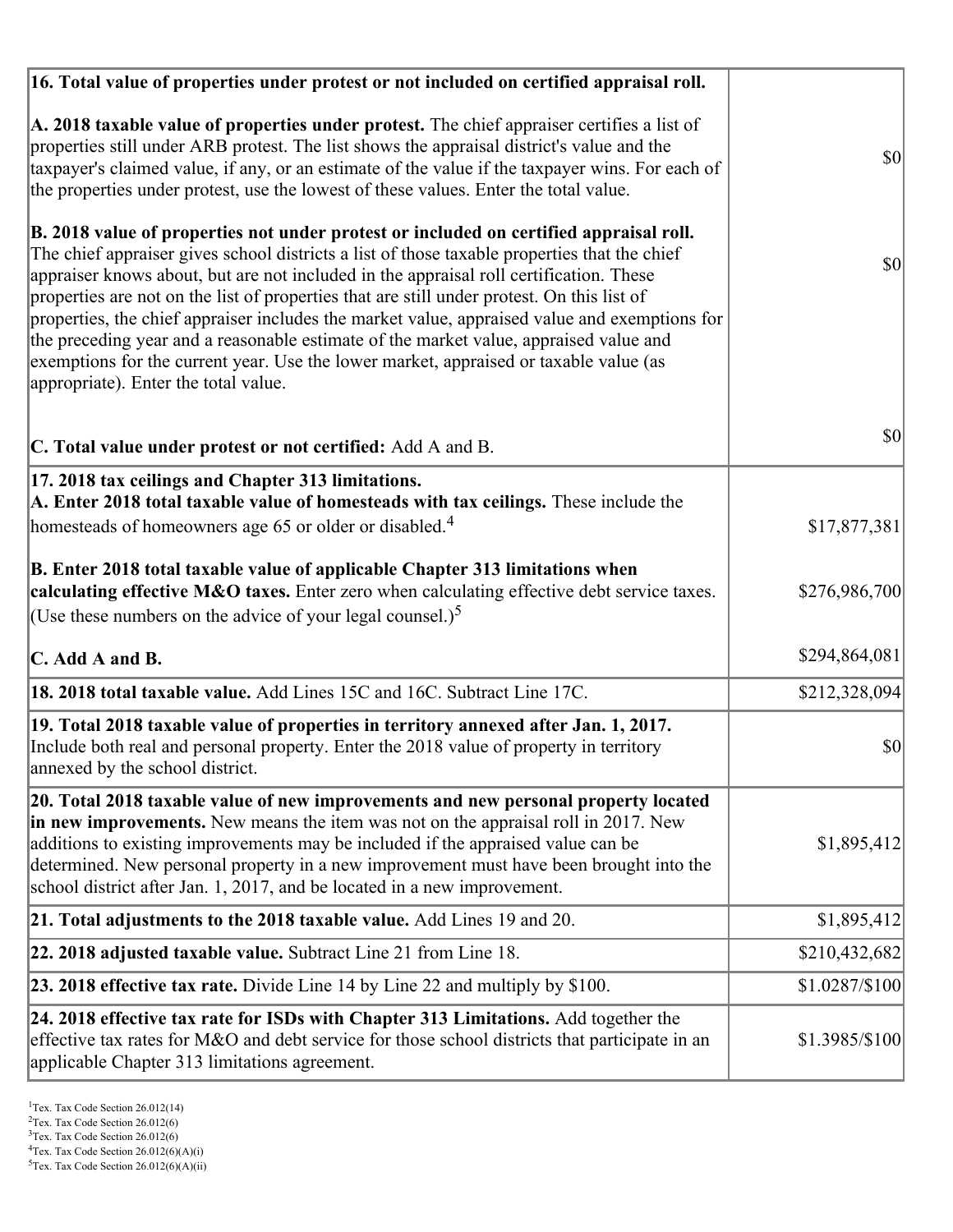| | |
|---|---|
| **16. Total value of properties under protest or not included on certified appraisal roll.** | |
| **A. 2018 taxable value of properties under protest.** The chief appraiser certifies a list of properties still under ARB protest. The list shows the appraisal district's value and the taxpayer's claimed value, if any, or an estimate of the value if the taxpayer wins. For each of the properties under protest, use the lowest of these values. Enter the total value. | $0 |
| **B. 2018 value of properties not under protest or included on certified appraisal roll.** The chief appraiser gives school districts a list of those taxable properties that the chief appraiser knows about, but are not included in the appraisal roll certification. These properties are not on the list of properties that are still under protest. On this list of properties, the chief appraiser includes the market value, appraised value and exemptions for the preceding year and a reasonable estimate of the market value, appraised value and exemptions for the current year. Use the lower market, appraised or taxable value (as appropriate). Enter the total value. | $0 |
| **C. Total value under protest or not certified:** Add A and B. | $0 |
| **17. 2018 tax ceilings and Chapter 313 limitations.** | |
| **A. Enter 2018 total taxable value of homesteads with tax ceilings.** These include the homesteads of homeowners age 65 or older or disabled.[4] | $17,877,381 |
| **B. Enter 2018 total taxable value of applicable Chapter 313 limitations when calculating effective M&O taxes.** Enter zero when calculating effective debt service taxes. (Use these numbers on the advice of your legal counsel.)[5] | $276,986,700 |
| **C. Add A and B.** | $294,864,081 |
| **18. 2018 total taxable value.** Add Lines 15C and 16C. Subtract Line 17C. | $212,328,094 |
| **19. Total 2018 taxable value of properties in territory annexed after Jan. 1, 2017.** Include both real and personal property. Enter the 2018 value of property in territory annexed by the school district. | $0 |
| **20. Total 2018 taxable value of new improvements and new personal property located in new improvements.** New means the item was not on the appraisal roll in 2017. New additions to existing improvements may be included if the appraised value can be determined. New personal property in a new improvement must have been brought into the school district after Jan. 1, 2017, and be located in a new improvement. | $1,895,412 |
| **21. Total adjustments to the 2018 taxable value.** Add Lines 19 and 20. | $1,895,412 |
| **22. 2018 adjusted taxable value.** Subtract Line 21 from Line 18. | $210,432,682 |
| **23. 2018 effective tax rate.** Divide Line 14 by Line 22 and multiply by $100. | $1.0287/$100 |
| **24. 2018 effective tax rate for ISDs with Chapter 313 Limitations.** Add together the effective tax rates for M&O and debt service for those school districts that participate in an applicable Chapter 313 limitations agreement. | $1.3985/$100 |

[1] Tex. Tax Code Section 26.012(14)
[2] Tex. Tax Code Section 26.012(6)
[3] Tex. Tax Code Section 26.012(6)
[4] Tex. Tax Code Section 26.012(6)(A)(i)
[5] Tex. Tax Code Section 26.012(6)(A)(ii)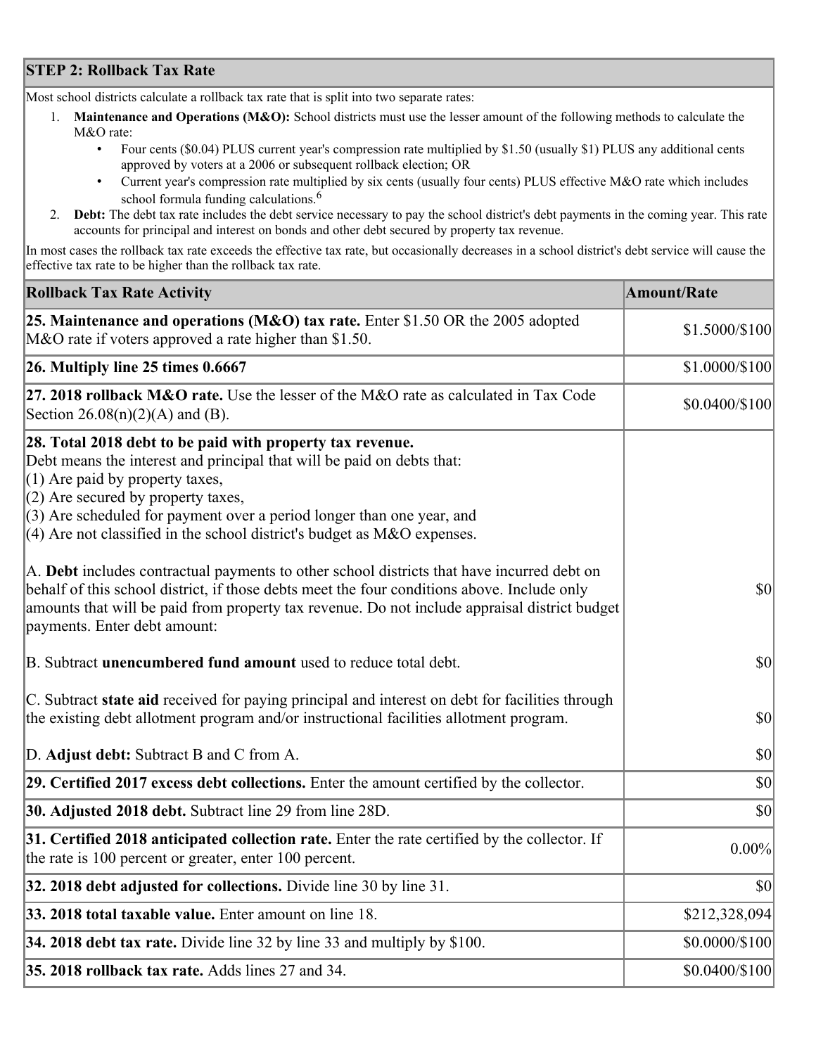## STEP 2: Rollback Tax Rate

Most school districts calculate a rollback tax rate that is split into two separate rates:

1. **Maintenance and Operations (M&O):** School districts must use the lesser amount of the following methods to calculate the M&O rate:
   - Four cents ($0.04) PLUS current year's compression rate multiplied by $1.50 (usually $1) PLUS any additional cents approved by voters at a 2006 or subsequent rollback election; OR
   - Current year's compression rate multiplied by six cents (usually four cents) PLUS effective M&O rate which includes school formula funding calculations.[6]
2. **Debt:** The debt tax rate includes the debt service necessary to pay the school district's debt payments in the coming year. This rate accounts for principal and interest on bonds and other debt secured by property tax revenue.

In most cases the rollback tax rate exceeds the effective tax rate, but occasionally decreases in a school district's debt service will cause the effective tax rate to be higher than the rollback tax rate.

| Rollback Tax Rate Activity | Amount/Rate |
|---|---|
| **25. Maintenance and operations (M&O) tax rate.** Enter $1.50 OR the 2005 adopted M&O rate if voters approved a rate higher than $1.50. | $1.5000/$100 |
| **26. Multiply line 25 times 0.6667** | $1.0000/$100 |
| **27. 2018 rollback M&O rate.** Use the lesser of the M&O rate as calculated in Tax Code Section 26.08(n)(2)(A) and (B). | $0.0400/$100 |
| **28. Total 2018 debt to be paid with property tax revenue.** Debt means the interest and principal that will be paid on debts that: (1) Are paid by property taxes, (2) Are secured by property taxes, (3) Are scheduled for payment over a period longer than one year, and (4) Are not classified in the school district's budget as M&O expenses. | |
| A. **Debt** includes contractual payments to other school districts that have incurred debt on behalf of this school district, if those debts meet the four conditions above. Include only amounts that will be paid from property tax revenue. Do not include appraisal district budget payments. Enter debt amount: | $0 |
| B. Subtract **unencumbered fund amount** used to reduce total debt. | $0 |
| C. Subtract **state aid** received for paying principal and interest on debt for facilities through the existing debt allotment program and/or instructional facilities allotment program. | $0 |
| D. **Adjust debt:** Subtract B and C from A. | $0 |
| **29. Certified 2017 excess debt collections.** Enter the amount certified by the collector. | $0 |
| **30. Adjusted 2018 debt.** Subtract line 29 from line 28D. | $0 |
| **31. Certified 2018 anticipated collection rate.** Enter the rate certified by the collector. If the rate is 100 percent or greater, enter 100 percent. | 0.00% |
| **32. 2018 debt adjusted for collections.** Divide line 30 by line 31. | $0 |
| **33. 2018 total taxable value.** Enter amount on line 18. | $212,328,094 |
| **34. 2018 debt tax rate.** Divide line 32 by line 33 and multiply by $100. | $0.0000/$100 |
| **35. 2018 rollback tax rate.** Adds lines 27 and 34. | $0.0400/$100 |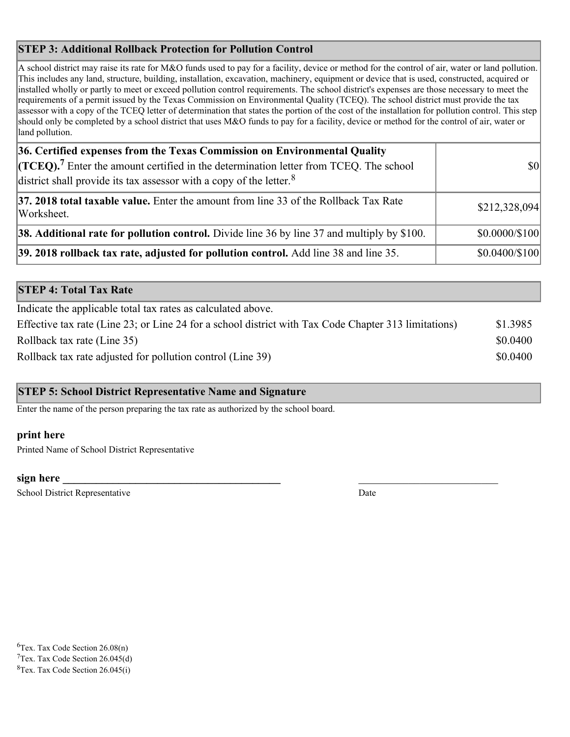## STEP 3: Additional Rollback Protection for Pollution Control

A school district may raise its rate for M&O funds used to pay for a facility, device or method for the control of air, water or land pollution. This includes any land, structure, building, installation, excavation, machinery, equipment or device that is used, constructed, acquired or installed wholly or partly to meet or exceed pollution control requirements. The school district's expenses are those necessary to meet the requirements of a permit issued by the Texas Commission on Environmental Quality (TCEQ). The school district must provide the tax assessor with a copy of the TCEQ letter of determination that states the portion of the cost of the installation for pollution control. This step should only be completed by a school district that uses M&O funds to pay for a facility, device or method for the control of air, water or land pollution.

| | |
|---|---|
| **36. Certified expenses from the Texas Commission on Environmental Quality (TCEQ).**[7] Enter the amount certified in the determination letter from TCEQ. The school district shall provide its tax assessor with a copy of the letter.[8] | $0 |
| **37. 2018 total taxable value.** Enter the amount from line 33 of the Rollback Tax Rate Worksheet. | $212,328,094 |
| **38. Additional rate for pollution control.** Divide line 36 by line 37 and multiply by $100. | $0.0000/$100 |
| **39. 2018 rollback tax rate, adjusted for pollution control.** Add line 38 and line 35. | $0.0400/$100 |

## STEP 4: Total Tax Rate

Indicate the applicable total tax rates as calculated above.

| | |
|---|---|
| Effective tax rate (Line 23; or Line 24 for a school district with Tax Code Chapter 313 limitations) | $1.3985 |
| Rollback tax rate (Line 35) | $0.0400 |
| Rollback tax rate adjusted for pollution control (Line 39) | $0.0400 |

## STEP 5: School District Representative Name and Signature

Enter the name of the person preparing the tax rate as authorized by the school board.

**print here**

Printed Name of School District Representative

**sign here** ________________________________________ ___________________________

School District Representative Date

[6] Tex. Tax Code Section 26.08(n)

[7] Tex. Tax Code Section 26.045(d)

[8] Tex. Tax Code Section 26.045(i)